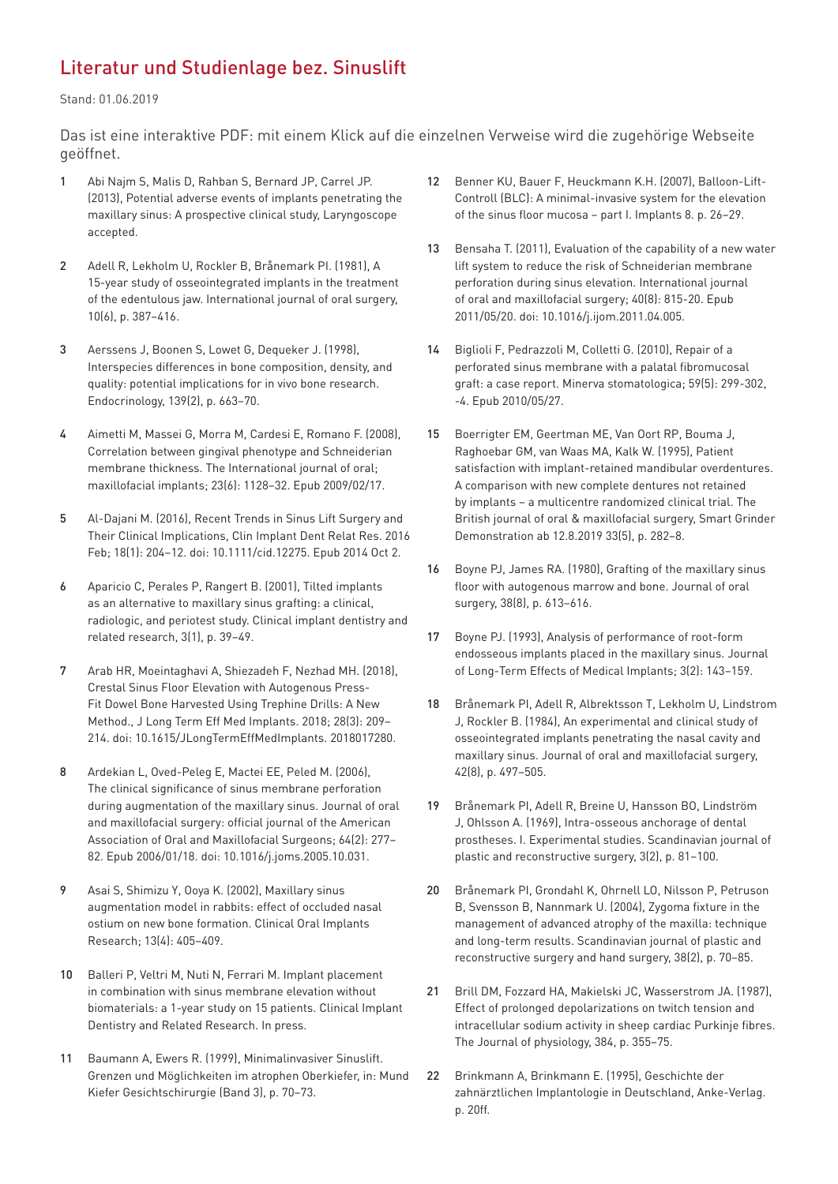# Literatur und Studienlage bez. Sinuslift

Stand: 01.06.2019

Das ist eine interaktive PDF: mit einem Klick auf die einzelnen Verweise wird die zugehörige Webseite geöffnet.

1. Abi Najm S, Malis D, Rahban S, Bernard JP, Carrel JP. (2013), Potential adverse events of implants penetrating the maxillary sinus: A prospective clinical study, Laryngoscope accepted.

2. Adell R, Lekholm U, Rockler B, Brånemark PI. (1981), A 15-year study of osseointegrated implants in the treatment of the edentulous jaw. International journal of oral surgery, 10(6), p. 387–416.

3. Aerssens J, Boonen S, Lowet G, Dequeker J. (1998), Interspecies differences in bone composition, density, and quality: potential implications for in vivo bone research. Endocrinology, 139(2), p. 663–70.

4. Aimetti M, Massei G, Morra M, Cardesi E, Romano F. (2008), Correlation between gingival phenotype and Schneiderian membrane thickness. The International journal of oral; maxillofacial implants; 23(6): 1128–32. Epub 2009/02/17.

5. Al-Dajani M. (2016), Recent Trends in Sinus Lift Surgery and Their Clinical Implications, Clin Implant Dent Relat Res. 2016 Feb; 18(1): 204–12. doi: 10.1111/cid.12275. Epub 2014 Oct 2.

6. Aparicio C, Perales P, Rangert B. (2001), Tilted implants as an alternative to maxillary sinus grafting: a clinical, radiologic, and periotest study. Clinical implant dentistry and related research, 3(1), p. 39–49.

7. Arab HR, Moeintaghavi A, Shiezadeh F, Nezhad MH. (2018), Crestal Sinus Floor Elevation with Autogenous Press-Fit Dowel Bone Harvested Using Trephine Drills: A New Method., J Long Term Eff Med Implants. 2018; 28(3): 209–214. doi: 10.1615/JLongTermEffMedImplants. 2018017280.

8. Ardekian L, Oved-Peleg E, Mactei EE, Peled M. (2006), The clinical significance of sinus membrane perforation during augmentation of the maxillary sinus. Journal of oral and maxillofacial surgery: official journal of the American Association of Oral and Maxillofacial Surgeons; 64(2): 277–82. Epub 2006/01/18. doi: 10.1016/j.joms.2005.10.031.

9. Asai S, Shimizu Y, Ooya K. (2002), Maxillary sinus augmentation model in rabbits: effect of occluded nasal ostium on new bone formation. Clinical Oral Implants Research; 13(4): 405–409.

10. Balleri P, Veltri M, Nuti N, Ferrari M. Implant placement in combination with sinus membrane elevation without biomaterials: a 1-year study on 15 patients. Clinical Implant Dentistry and Related Research. In press.

11. Baumann A, Ewers R. (1999), Minimalinvasiver Sinuslift. Grenzen und Möglichkeiten im atrophen Oberkiefer, in: Mund Kiefer Gesichtschirurgie (Band 3), p. 70–73.

12. Benner KU, Bauer F, Heuckmann K.H. (2007), Balloon-Lift-Controll (BLC): A minimal-invasive system for the elevation of the sinus floor mucosa – part I. Implants 8. p. 26–29.

13. Bensaha T. (2011), Evaluation of the capability of a new water lift system to reduce the risk of Schneiderian membrane perforation during sinus elevation. International journal of oral and maxillofacial surgery; 40(8): 815-20. Epub 2011/05/20. doi: 10.1016/j.ijom.2011.04.005.

14. Biglioli F, Pedrazzoli M, Colletti G. (2010), Repair of a perforated sinus membrane with a palatal fibromucosal graft: a case report. Minerva stomatologica; 59(5): 299-302, -4. Epub 2010/05/27.

15. Boerrigter EM, Geertman ME, Van Oort RP, Bouma J, Raghoebar GM, van Waas MA, Kalk W. (1995), Patient satisfaction with implant-retained mandibular overdentures. A comparison with new complete dentures not retained by implants – a multicentre randomized clinical trial. The British journal of oral & maxillofacial surgery, Smart Grinder Demonstration ab 12.8.2019 33(5), p. 282–8.

16. Boyne PJ, James RA. (1980), Grafting of the maxillary sinus floor with autogenous marrow and bone. Journal of oral surgery, 38(8), p. 613–616.

17. Boyne PJ. (1993), Analysis of performance of root-form endosseous implants placed in the maxillary sinus. Journal of Long-Term Effects of Medical Implants; 3(2): 143–159.

18. Brånemark PI, Adell R, Albrektsson T, Lekholm U, Lindstrom J, Rockler B. (1984), An experimental and clinical study of osseointegrated implants penetrating the nasal cavity and maxillary sinus. Journal of oral and maxillofacial surgery, 42(8), p. 497–505.

19. Brånemark PI, Adell R, Breine U, Hansson BO, Lindström J, Ohlsson A. (1969), Intra-osseous anchorage of dental prostheses. I. Experimental studies. Scandinavian journal of plastic and reconstructive surgery, 3(2), p. 81–100.

20. Brånemark PI, Grondahl K, Ohrnell LO, Nilsson P, Petruson B, Svensson B, Nannmark U. (2004), Zygoma fixture in the management of advanced atrophy of the maxilla: technique and long-term results. Scandinavian journal of plastic and reconstructive surgery and hand surgery, 38(2), p. 70–85.

21. Brill DM, Fozzard HA, Makielski JC, Wasserstrom JA. (1987), Effect of prolonged depolarizations on twitch tension and intracellular sodium activity in sheep cardiac Purkinje fibres. The Journal of physiology, 384, p. 355–75.

22. Brinkmann A, Brinkmann E. (1995), Geschichte der zahnärztlichen Implantologie in Deutschland, Anke-Verlag. p. 20ff.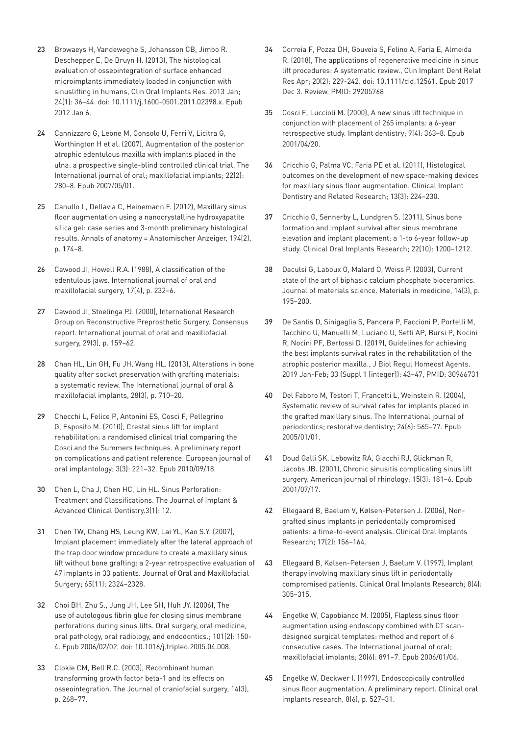23 Browaeys H, Vandeweghe S, Johansson CB, Jimbo R. Deschepper E, De Bruyn H. (2013), The histological evaluation of osseointegration of surface enhanced microimplants immediately loaded in conjunction with sinuslifting in humans, Clin Oral Implants Res. 2013 Jan; 24(1): 36–44. doi: 10.1111/j.1600-0501.2011.02398.x. Epub 2012 Jan 6.

24 Cannizzaro G, Leone M, Consolo U, Ferri V, Licitra G, Worthington H et al. (2007), Augmentation of the posterior atrophic edentulous maxilla with implants placed in the ulna: a prospective single-blind controlled clinical trial. The International journal of oral; maxillofacial implants; 22(2): 280–8. Epub 2007/05/01.

25 Canullo L, Dellavia C, Heinemann F. (2012), Maxillary sinus floor augmentation using a nanocrystalline hydroxyapatite silica gel: case series and 3-month preliminary histological results. Annals of anatomy = Anatomischer Anzeiger, 194(2), p. 174–8.

26 Cawood JI, Howell R.A. (1988), A classification of the edentulous jaws. International journal of oral and maxillofacial surgery, 17(4), p. 232–6.

27 Cawood JI, Stoelinga PJ. (2000), International Research Group on Reconstructive Preprosthetic Surgery. Consensus report. International journal of oral and maxillofacial surgery, 29(3), p. 159–62.

28 Chan HL, Lin GH, Fu JH, Wang HL. (2013), Alterations in bone quality after socket preservation with grafting materials: a systematic review. The International journal of oral & maxillofacial implants, 28(3), p. 710–20.

29 Checchi L, Felice P, Antonini ES, Cosci F, Pellegrino G, Esposito M. (2010), Crestal sinus lift for implant rehabilitation: a randomised clinical trial comparing the Cosci and the Summers techniques. A preliminary report on complications and patient reference. European journal of oral implantology; 3(3): 221–32. Epub 2010/09/18.

30 Chen L, Cha J, Chen HC, Lin HL. Sinus Perforation: Treatment and Classifications. The Journal of Implant & Advanced Clinical Dentistry.3(1): 12.

31 Chen TW, Chang HS, Leung KW, Lai YL, Kao S.Y. (2007), Implant placement immediately after the lateral approach of the trap door window procedure to create a maxillary sinus lift without bone grafting: a 2-year retrospective evaluation of 47 implants in 33 patients. Journal of Oral and Maxillofacial Surgery; 65(11): 2324–2328.

32 Choi BH, Zhu S., Jung JH, Lee SH, Huh JY. (2006), The use of autologous fibrin glue for closing sinus membrane perforations during sinus lifts. Oral surgery, oral medicine, oral pathology, oral radiology, and endodontics.; 101(2): 150-4. Epub 2006/02/02. doi: 10.1016/j.tripleo.2005.04.008.

33 Clokie CM, Bell R.C. (2003), Recombinant human transforming growth factor beta-1 and its effects on osseointegration. The Journal of craniofacial surgery, 14(3), p. 268–77.

34 Correia F, Pozza DH, Gouveia S, Felino A, Faria E, Almeida R. (2018), The applications of regenerative medicine in sinus lift procedures: A systematic review., Clin Implant Dent Relat Res Apr; 20(2): 229-242. doi: 10.1111/cid.12561. Epub 2017 Dec 3. Review. PMID: 29205768

35 Cosci F, Luccioli M. (2000), A new sinus lift technique in conjunction with placement of 265 implants: a 6-year retrospective study. Implant dentistry; 9(4): 363–8. Epub 2001/04/20.

36 Cricchio G, Palma VC, Faria PE et al. (2011), Histological outcomes on the development of new space-making devices for maxillary sinus floor augmentation. Clinical Implant Dentistry and Related Research; 13(3): 224–230.

37 Cricchio G, Sennerby L, Lundgren S. (2011), Sinus bone formation and implant survival after sinus membrane elevation and implant placement: a 1-to 6-year follow-up study. Clinical Oral Implants Research; 22(10): 1200–1212.

38 Daculsi G, Laboux O, Malard O, Weiss P. (2003), Current state of the art of biphasic calcium phosphate bioceramics. Journal of materials science. Materials in medicine, 14(3), p. 195–200.

39 De Santis D, Sinigaglia S, Pancera P, Faccioni P, Portelli M, Tacchino U, Manuelli M, Luciano U, Setti AP, Bursi P, Nocini R, Nocini PF, Bertossi D. (2019), Guidelines for achieving the best implants survival rates in the rehabilitation of the atrophic posterior maxilla., J Biol Regul Homeost Agents. 2019 Jan-Feb; 33 (Suppl 1 [integer]): 43–47, PMID: 30966731

40 Del Fabbro M, Testori T, Francetti L, Weinstein R. (2004), Systematic review of survival rates for implants placed in the grafted maxillary sinus. The International journal of periodontics; restorative dentistry; 24(6): 565–77. Epub 2005/01/01.

41 Doud Galli SK, Lebowitz RA, Giacchi RJ, Glickman R, Jacobs JB. (2001), Chronic sinusitis complicating sinus lift surgery. American journal of rhinology; 15(3): 181–6. Epub 2001/07/17.

42 Ellegaard B, Baelum V, Kølsen-Petersen J. (2006), Non-grafted sinus implants in periodontally compromised patients: a time-to-event analysis. Clinical Oral Implants Research; 17(2): 156–164.

43 Ellegaard B, Kølsen-Petersen J, Baelum V. (1997), Implant therapy involving maxillary sinus lift in periodontally compromised patients. Clinical Oral Implants Research; 8(4): 305–315.

44 Engelke W, Capobianco M. (2005), Flapless sinus floor augmentation using endoscopy combined with CT scan-designed surgical templates: method and report of 6 consecutive cases. The International journal of oral; maxillofacial implants; 20(6): 891–7. Epub 2006/01/06.

45 Engelke W, Deckwer I. (1997), Endoscopically controlled sinus floor augmentation. A preliminary report. Clinical oral implants research, 8(6), p. 527–31.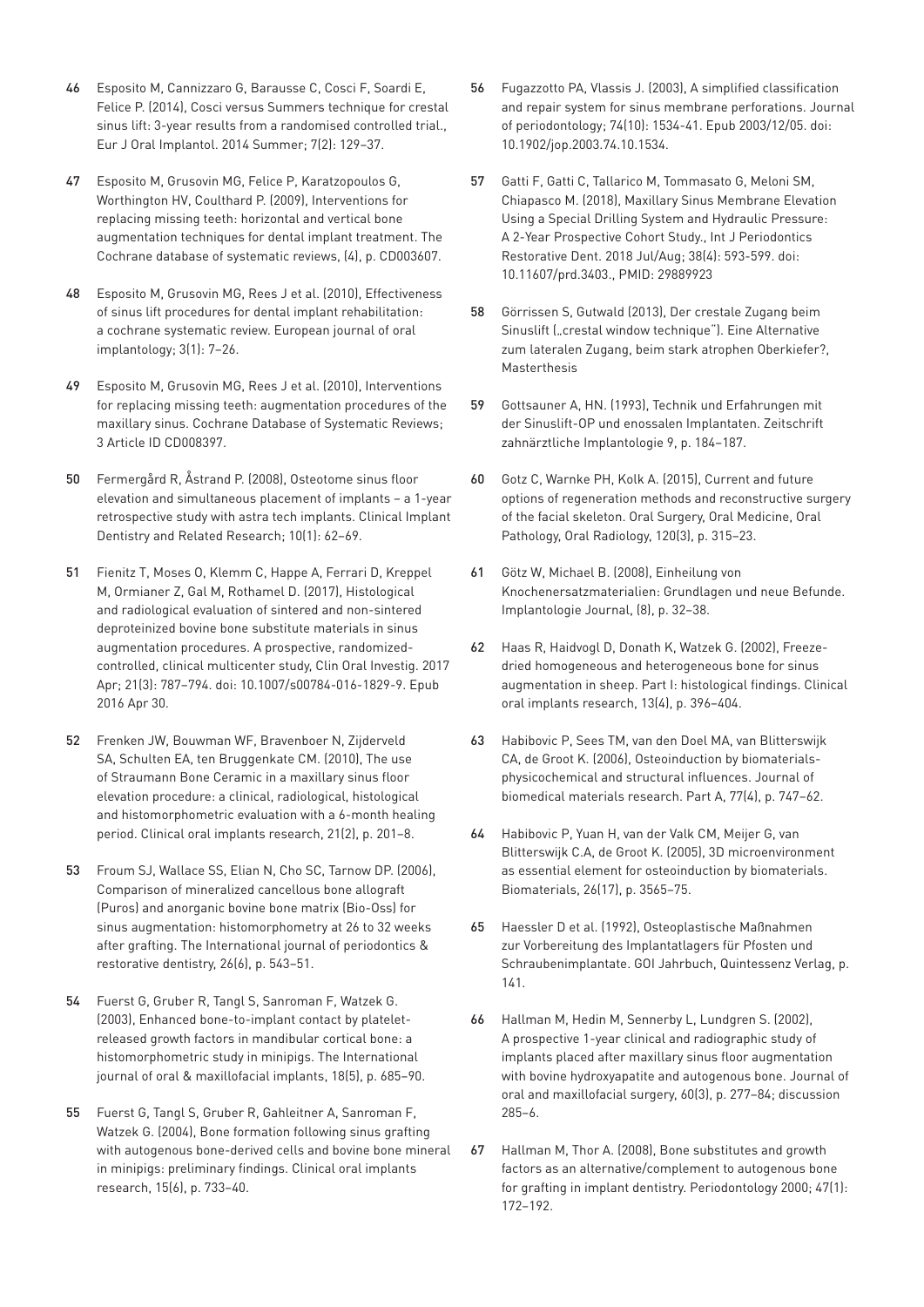46 Esposito M, Cannizzaro G, Barausse C, Cosci F, Soardi E, Felice P. (2014), Cosci versus Summers technique for crestal sinus lift: 3-year results from a randomised controlled trial., Eur J Oral Implantol. 2014 Summer; 7(2): 129–37.

47 Esposito M, Grusovin MG, Felice P, Karatzopoulos G, Worthington HV, Coulthard P. (2009), Interventions for replacing missing teeth: horizontal and vertical bone augmentation techniques for dental implant treatment. The Cochrane database of systematic reviews, (4), p. CD003607.

48 Esposito M, Grusovin MG, Rees J et al. (2010), Effectiveness of sinus lift procedures for dental implant rehabilitation: a cochrane systematic review. European journal of oral implantology; 3(1): 7–26.

49 Esposito M, Grusovin MG, Rees J et al. (2010), Interventions for replacing missing teeth: augmentation procedures of the maxillary sinus. Cochrane Database of Systematic Reviews; 3 Article ID CD008397.

50 Fermergård R, Åstrand P. (2008), Osteotome sinus floor elevation and simultaneous placement of implants – a 1-year retrospective study with astra tech implants. Clinical Implant Dentistry and Related Research; 10(1): 62–69.

51 Fienitz T, Moses O, Klemm C, Happe A, Ferrari D, Kreppel M, Ormianer Z, Gal M, Rothamel D. (2017), Histological and radiological evaluation of sintered and non-sintered deproteinized bovine bone substitute materials in sinus augmentation procedures. A prospective, randomized-controlled, clinical multicenter study, Clin Oral Investig. 2017 Apr; 21(3): 787–794. doi: 10.1007/s00784-016-1829-9. Epub 2016 Apr 30.

52 Frenken JW, Bouwman WF, Bravenboer N, Zijderveld SA, Schulten EA, ten Bruggenkate CM. (2010), The use of Straumann Bone Ceramic in a maxillary sinus floor elevation procedure: a clinical, radiological, histological and histomorphometric evaluation with a 6-month healing period. Clinical oral implants research, 21(2), p. 201–8.

53 Froum SJ, Wallace SS, Elian N, Cho SC, Tarnow DP. (2006), Comparison of mineralized cancellous bone allograft (Puros) and anorganic bovine bone matrix (Bio-Oss) for sinus augmentation: histomorphometry at 26 to 32 weeks after grafting. The International journal of periodontics & restorative dentistry, 26(6), p. 543–51.

54 Fuerst G, Gruber R, Tangl S, Sanroman F, Watzek G. (2003), Enhanced bone-to-implant contact by platelet-released growth factors in mandibular cortical bone: a histomorphometric study in minipigs. The International journal of oral & maxillofacial implants, 18(5), p. 685–90.

55 Fuerst G, Tangl S, Gruber R, Gahleitner A, Sanroman F, Watzek G. (2004), Bone formation following sinus grafting with autogenous bone-derived cells and bovine bone mineral in minipigs: preliminary findings. Clinical oral implants research, 15(6), p. 733–40.

56 Fugazzotto PA, Vlassis J. (2003), A simplified classification and repair system for sinus membrane perforations. Journal of periodontology; 74(10): 1534-41. Epub 2003/12/05. doi: 10.1902/jop.2003.74.10.1534.

57 Gatti F, Gatti C, Tallarico M, Tommasato G, Meloni SM, Chiapasco M. (2018), Maxillary Sinus Membrane Elevation Using a Special Drilling System and Hydraulic Pressure: A 2-Year Prospective Cohort Study., Int J Periodontics Restorative Dent. 2018 Jul/Aug; 38(4): 593-599. doi: 10.11607/prd.3403., PMID: 29889923

58 Görrissen S, Gutwald (2013), Der crestale Zugang beim Sinuslift („crestal window technique"). Eine Alternative zum lateralen Zugang, beim stark atrophen Oberkiefer?, Masterthesis

59 Gottsauner A, HN. (1993), Technik und Erfahrungen mit der Sinuslift-OP und enossalen Implantaten. Zeitschrift zahnärztliche Implantologie 9, p. 184–187.

60 Gotz C, Warnke PH, Kolk A. (2015), Current and future options of regeneration methods and reconstructive surgery of the facial skeleton. Oral Surgery, Oral Medicine, Oral Pathology, Oral Radiology, 120(3), p. 315–23.

61 Götz W, Michael B. (2008), Einheilung von Knochenersatzmaterialien: Grundlagen und neue Befunde. Implantologie Journal, (8), p. 32–38.

62 Haas R, Haidvogl D, Donath K, Watzek G. (2002), Freeze-dried homogeneous and heterogeneous bone for sinus augmentation in sheep. Part I: histological findings. Clinical oral implants research, 13(4), p. 396–404.

63 Habibovic P, Sees TM, van den Doel MA, van Blitterswijk CA, de Groot K. (2006), Osteoinduction by biomaterials-physicochemical and structural influences. Journal of biomedical materials research. Part A, 77(4), p. 747–62.

64 Habibovic P, Yuan H, van der Valk CM, Meijer G, van Blitterswijk C.A, de Groot K. (2005), 3D microenvironment as essential element for osteoinduction by biomaterials. Biomaterials, 26(17), p. 3565–75.

65 Haessler D et al. (1992), Osteoplastische Maßnahmen zur Vorbereitung des Implantatlagers für Pfosten und Schraubenimplantate. GOI Jahrbuch, Quintessenz Verlag, p. 141.

66 Hallman M, Hedin M, Sennerby L, Lundgren S. (2002), A prospective 1-year clinical and radiographic study of implants placed after maxillary sinus floor augmentation with bovine hydroxyapatite and autogenous bone. Journal of oral and maxillofacial surgery, 60(3), p. 277–84; discussion 285–6.

67 Hallman M, Thor A. (2008), Bone substitutes and growth factors as an alternative/complement to autogenous bone for grafting in implant dentistry. Periodontology 2000; 47(1): 172–192.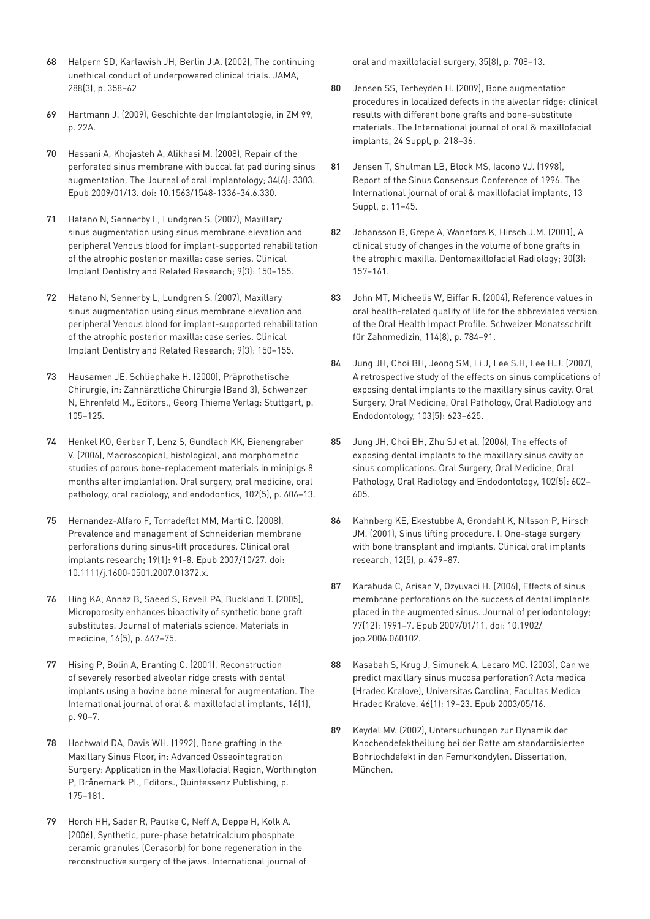68 Halpern SD, Karlawish JH, Berlin J.A. (2002), The continuing unethical conduct of underpowered clinical trials. JAMA, 288(3), p. 358–62

69 Hartmann J. (2009), Geschichte der Implantologie, in ZM 99, p. 22A.

70 Hassani A, Khojasteh A, Alikhasi M. (2008), Repair of the perforated sinus membrane with buccal fat pad during sinus augmentation. The Journal of oral implantology; 34(6): 3303. Epub 2009/01/13. doi: 10.1563/1548-1336-34.6.330.

71 Hatano N, Sennerby L, Lundgren S. (2007), Maxillary sinus augmentation using sinus membrane elevation and peripheral Venous blood for implant-supported rehabilitation of the atrophic posterior maxilla: case series. Clinical Implant Dentistry and Related Research; 9(3): 150–155.

72 Hatano N, Sennerby L, Lundgren S. (2007), Maxillary sinus augmentation using sinus membrane elevation and peripheral Venous blood for implant-supported rehabilitation of the atrophic posterior maxilla: case series. Clinical Implant Dentistry and Related Research; 9(3): 150–155.

73 Hausamen JE, Schliephake H. (2000), Präprothetische Chirurgie, in: Zahnärztliche Chirurgie (Band 3), Schwenzer N, Ehrenfeld M., Editors., Georg Thieme Verlag: Stuttgart, p. 105–125.

74 Henkel KO, Gerber T, Lenz S, Gundlach KK, Bienengraber V. (2006), Macroscopical, histological, and morphometric studies of porous bone-replacement materials in minipigs 8 months after implantation. Oral surgery, oral medicine, oral pathology, oral radiology, and endodontics, 102(5), p. 606–13.

75 Hernandez-Alfaro F, Torradeflot MM, Marti C. (2008), Prevalence and management of Schneiderian membrane perforations during sinus-lift procedures. Clinical oral implants research; 19(1): 91-8. Epub 2007/10/27. doi: 10.1111/j.1600-0501.2007.01372.x.

76 Hing KA, Annaz B, Saeed S, Revell PA, Buckland T. (2005), Microporosity enhances bioactivity of synthetic bone graft substitutes. Journal of materials science. Materials in medicine, 16(5), p. 467–75.

77 Hising P, Bolin A, Branting C. (2001), Reconstruction of severely resorbed alveolar ridge crests with dental implants using a bovine bone mineral for augmentation. The International journal of oral & maxillofacial implants, 16(1), p. 90–7.

78 Hochwald DA, Davis WH. (1992), Bone grafting in the Maxillary Sinus Floor, in: Advanced Osseointegration Surgery: Application in the Maxillofacial Region, Worthington P, Brånemark PI., Editors., Quintessenz Publishing, p. 175–181.

79 Horch HH, Sader R, Pautke C, Neff A, Deppe H, Kolk A. (2006), Synthetic, pure-phase betatricalcium phosphate ceramic granules (Cerasorb) for bone regeneration in the reconstructive surgery of the jaws. International journal of oral and maxillofacial surgery, 35(8), p. 708–13.

80 Jensen SS, Terheyden H. (2009), Bone augmentation procedures in localized defects in the alveolar ridge: clinical results with different bone grafts and bone-substitute materials. The International journal of oral & maxillofacial implants, 24 Suppl, p. 218–36.

81 Jensen T, Shulman LB, Block MS, Iacono VJ. (1998), Report of the Sinus Consensus Conference of 1996. The International journal of oral & maxillofacial implants, 13 Suppl, p. 11–45.

82 Johansson B, Grepe A, Wannfors K, Hirsch J.M. (2001), A clinical study of changes in the volume of bone grafts in the atrophic maxilla. Dentomaxillofacial Radiology; 30(3): 157–161.

83 John MT, Micheelis W, Biffar R. (2004), Reference values in oral health-related quality of life for the abbreviated version of the Oral Health Impact Profile. Schweizer Monatsschrift für Zahnmedizin, 114(8), p. 784–91.

84 Jung JH, Choi BH, Jeong SM, Li J, Lee S.H, Lee H.J. (2007), A retrospective study of the effects on sinus complications of exposing dental implants to the maxillary sinus cavity. Oral Surgery, Oral Medicine, Oral Pathology, Oral Radiology and Endodontology, 103(5): 623–625.

85 Jung JH, Choi BH, Zhu SJ et al. (2006), The effects of exposing dental implants to the maxillary sinus cavity on sinus complications. Oral Surgery, Oral Medicine, Oral Pathology, Oral Radiology and Endodontology, 102(5): 602–605.

86 Kahnberg KE, Ekestubbe A, Grondahl K, Nilsson P, Hirsch JM. (2001), Sinus lifting procedure. I. One-stage surgery with bone transplant and implants. Clinical oral implants research, 12(5), p. 479–87.

87 Karabuda C, Arisan V, Ozyuvaci H. (2006), Effects of sinus membrane perforations on the success of dental implants placed in the augmented sinus. Journal of periodontology; 77(12): 1991–7. Epub 2007/01/11. doi: 10.1902/jop.2006.060102.

88 Kasabah S, Krug J, Simunek A, Lecaro MC. (2003), Can we predict maxillary sinus mucosa perforation? Acta medica (Hradec Kralove), Universitas Carolina, Facultas Medica Hradec Kralove. 46(1): 19–23. Epub 2003/05/16.

89 Keydel MV. (2002), Untersuchungen zur Dynamik der Knochendefektheilung bei der Ratte am standardisierten Bohrlochdefekt in den Femurkondylen. Dissertation, München.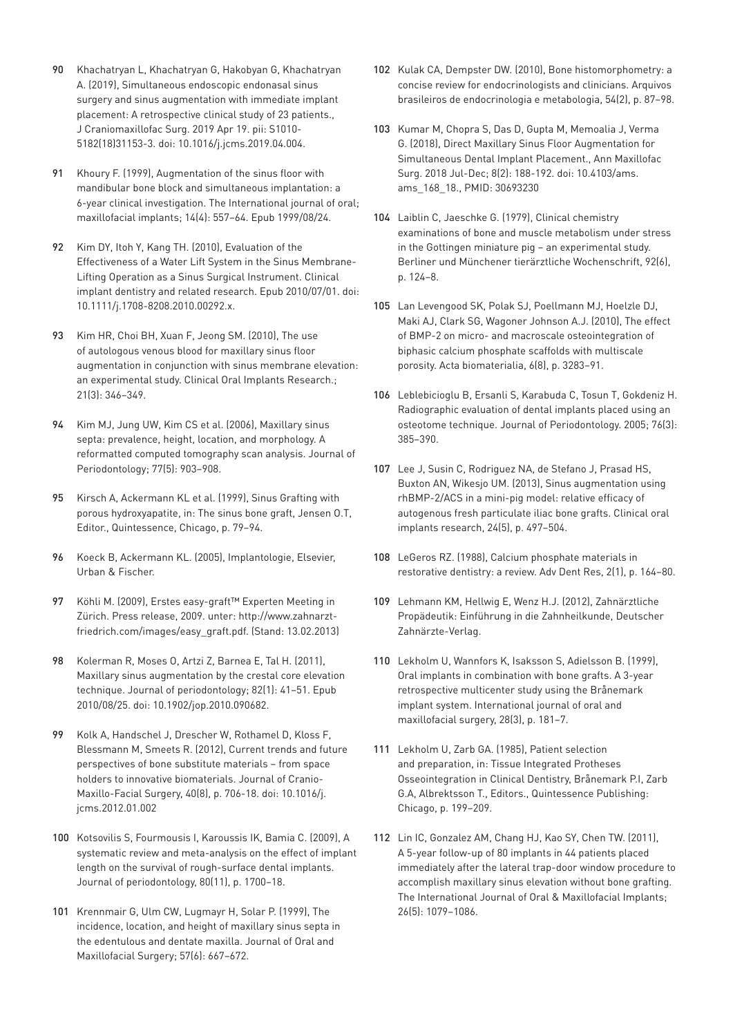90 Khachatryan L, Khachatryan G, Hakobyan G, Khachatryan A. (2019), Simultaneous endoscopic endonasal sinus surgery and sinus augmentation with immediate implant placement: A retrospective clinical study of 23 patients., J Craniomaxillofac Surg. 2019 Apr 19. pii: S1010-5182(18)31153-3. doi: 10.1016/j.jcms.2019.04.004.

91 Khoury F. (1999), Augmentation of the sinus floor with mandibular bone block and simultaneous implantation: a 6-year clinical investigation. The International journal of oral; maxillofacial implants; 14(4): 557–64. Epub 1999/08/24.

92 Kim DY, Itoh Y, Kang TH. (2010), Evaluation of the Effectiveness of a Water Lift System in the Sinus Membrane-Lifting Operation as a Sinus Surgical Instrument. Clinical implant dentistry and related research. Epub 2010/07/01. doi: 10.1111/j.1708-8208.2010.00292.x.

93 Kim HR, Choi BH, Xuan F, Jeong SM. (2010), The use of autologous venous blood for maxillary sinus floor augmentation in conjunction with sinus membrane elevation: an experimental study. Clinical Oral Implants Research.; 21(3): 346–349.

94 Kim MJ, Jung UW, Kim CS et al. (2006), Maxillary sinus septa: prevalence, height, location, and morphology. A reformatted computed tomography scan analysis. Journal of Periodontology; 77(5): 903–908.

95 Kirsch A, Ackermann KL et al. (1999), Sinus Grafting with porous hydroxyapatite, in: The sinus bone graft, Jensen O.T, Editor., Quintessence, Chicago, p. 79–94.

96 Koeck B, Ackermann KL. (2005), Implantologie, Elsevier, Urban & Fischer.

97 Köhli M. (2009), Erstes easy-graft™ Experten Meeting in Zürich. Press release, 2009. unter: http://www.zahnarzt-friedrich.com/images/easy_graft.pdf. (Stand: 13.02.2013)

98 Kolerman R, Moses O, Artzi Z, Barnea E, Tal H. (2011), Maxillary sinus augmentation by the crestal core elevation technique. Journal of periodontology; 82(1): 41–51. Epub 2010/08/25. doi: 10.1902/jop.2010.090682.

99 Kolk A, Handschel J, Drescher W, Rothamel D, Kloss F, Blessmann M, Smeets R. (2012), Current trends and future perspectives of bone substitute materials – from space holders to innovative biomaterials. Journal of Cranio-Maxillo-Facial Surgery, 40(8), p. 706-18. doi: 10.1016/j.jcms.2012.01.002

100 Kotsovilis S, Fourmousis I, Karoussis IK, Bamia C. (2009), A systematic review and meta-analysis on the effect of implant length on the survival of rough-surface dental implants. Journal of periodontology, 80(11), p. 1700–18.

101 Krennmair G, Ulm CW, Lugmayr H, Solar P. (1999), The incidence, location, and height of maxillary sinus septa in the edentulous and dentate maxilla. Journal of Oral and Maxillofacial Surgery; 57(6): 667–672.

102 Kulak CA, Dempster DW. (2010), Bone histomorphometry: a concise review for endocrinologists and clinicians. Arquivos brasileiros de endocrinologia e metabologia, 54(2), p. 87–98.

103 Kumar M, Chopra S, Das D, Gupta M, Memoalia J, Verma G. (2018), Direct Maxillary Sinus Floor Augmentation for Simultaneous Dental Implant Placement., Ann Maxillofac Surg. 2018 Jul-Dec; 8(2): 188-192. doi: 10.4103/ams.ams_168_18., PMID: 30693230

104 Laiblin C, Jaeschke G. (1979), Clinical chemistry examinations of bone and muscle metabolism under stress in the Gottingen miniature pig – an experimental study. Berliner und Münchener tierärztliche Wochenschrift, 92(6), p. 124–8.

105 Lan Levengood SK, Polak SJ, Poellmann MJ, Hoelzle DJ, Maki AJ, Clark SG, Wagoner Johnson A.J. (2010), The effect of BMP-2 on micro- and macroscale osteointegration of biphasic calcium phosphate scaffolds with multiscale porosity. Acta biomaterialia, 6(8), p. 3283–91.

106 Leblebicioglu B, Ersanli S, Karabuda C, Tosun T, Gokdeniz H. Radiographic evaluation of dental implants placed using an osteotome technique. Journal of Periodontology. 2005; 76(3): 385–390.

107 Lee J, Susin C, Rodriguez NA, de Stefano J, Prasad HS, Buxton AN, Wikesjo UM. (2013), Sinus augmentation using rhBMP-2/ACS in a mini-pig model: relative efficacy of autogenous fresh particulate iliac bone grafts. Clinical oral implants research, 24(5), p. 497–504.

108 LeGeros RZ. (1988), Calcium phosphate materials in restorative dentistry: a review. Adv Dent Res, 2(1), p. 164–80.

109 Lehmann KM, Hellwig E, Wenz H.J. (2012), Zahnärztliche Propädeutik: Einführung in die Zahnheilkunde, Deutscher Zahnärzte-Verlag.

110 Lekholm U, Wannfors K, Isaksson S, Adielsson B. (1999), Oral implants in combination with bone grafts. A 3-year retrospective multicenter study using the Brånemark implant system. International journal of oral and maxillofacial surgery, 28(3), p. 181–7.

111 Lekholm U, Zarb GA. (1985), Patient selection and preparation, in: Tissue Integrated Protheses Osseointegration in Clinical Dentistry, Brånemark P.I, Zarb G.A, Albrektsson T., Editors., Quintessence Publishing: Chicago, p. 199–209.

112 Lin IC, Gonzalez AM, Chang HJ, Kao SY, Chen TW. (2011), A 5-year follow-up of 80 implants in 44 patients placed immediately after the lateral trap-door window procedure to accomplish maxillary sinus elevation without bone grafting. The International Journal of Oral & Maxillofacial Implants; 26(5): 1079–1086.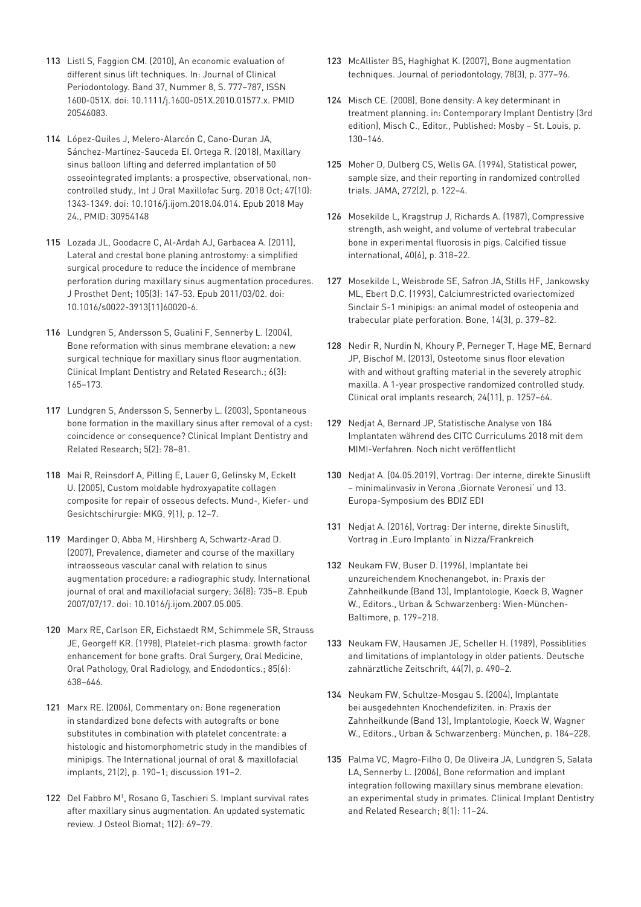113 Listl S, Faggion CM. (2010), An economic evaluation of different sinus lift techniques. In: Journal of Clinical Periodontology. Band 37, Nummer 8, S. 777–787, ISSN 1600-051X. doi: 10.1111/j.1600-051X.2010.01577.x. PMID 20546083.

114 López-Quiles J, Melero-Alarcón C, Cano-Duran JA, Sánchez-Martínez-Sauceda EI. Ortega R. (2018), Maxillary sinus balloon lifting and deferred implantation of 50 osseointegrated implants: a prospective, observational, non-controlled study., Int J Oral Maxillofac Surg. 2018 Oct; 47(10): 1343-1349. doi: 10.1016/j.ijom.2018.04.014. Epub 2018 May 24., PMID: 30954148

115 Lozada JL, Goodacre C, Al-Ardah AJ, Garbacea A. (2011), Lateral and crestal bone planing antrostomy: a simplified surgical procedure to reduce the incidence of membrane perforation during maxillary sinus augmentation procedures. J Prosthet Dent; 105(3): 147-53. Epub 2011/03/02. doi: 10.1016/s0022-3913(11)60020-6.

116 Lundgren S, Andersson S, Gualini F, Sennerby L. (2004), Bone reformation with sinus membrane elevation: a new surgical technique for maxillary sinus floor augmentation. Clinical Implant Dentistry and Related Research.; 6(3): 165–173.

117 Lundgren S, Andersson S, Sennerby L. (2003), Spontaneous bone formation in the maxillary sinus after removal of a cyst: coincidence or consequence? Clinical Implant Dentistry and Related Research; 5(2): 78–81.

118 Mai R, Reinsdorf A, Pilling E, Lauer G, Gelinsky M, Eckelt U. (2005), Custom moldable hydroxyapatite collagen composite for repair of osseous defects. Mund-, Kiefer- und Gesichtschirurgie: MKG, 9(1), p. 12–7.

119 Mardinger O, Abba M, Hirshberg A, Schwartz-Arad D. (2007), Prevalence, diameter and course of the maxillary intraosseous vascular canal with relation to sinus augmentation procedure: a radiographic study. International journal of oral and maxillofacial surgery; 36(8): 735–8. Epub 2007/07/17. doi: 10.1016/j.ijom.2007.05.005.

120 Marx RE, Carlson ER, Eichstaedt RM, Schimmele SR, Strauss JE, Georgeff KR. (1998), Platelet-rich plasma: growth factor enhancement for bone grafts. Oral Surgery, Oral Medicine, Oral Pathology, Oral Radiology, and Endodontics.; 85(6): 638–646.

121 Marx RE. (2006), Commentary on: Bone regeneration in standardized bone defects with autografts or bone substitutes in combination with platelet concentrate: a histologic and histomorphometric study in the mandibles of minipigs. The International journal of oral & maxillofacial implants, 21(2), p. 190–1; discussion 191–2.

122 Del Fabbro M[1], Rosano G, Taschieri S. Implant survival rates after maxillary sinus augmentation. An updated systematic review. J Osteol Biomat; 1(2): 69–79.

123 McAllister BS, Haghighat K. (2007), Bone augmentation techniques. Journal of periodontology, 78(3), p. 377–96.

124 Misch CE. (2008), Bone density: A key determinant in treatment planning. in: Contemporary Implant Dentistry (3rd edition), Misch C., Editor., Published: Mosby – St. Louis, p. 130–146.

125 Moher D, Dulberg CS, Wells GA. (1994), Statistical power, sample size, and their reporting in randomized controlled trials. JAMA, 272(2), p. 122–4.

126 Mosekilde L, Kragstrup J, Richards A. (1987), Compressive strength, ash weight, and volume of vertebral trabecular bone in experimental fluorosis in pigs. Calcified tissue international, 40(6), p. 318–22.

127 Mosekilde L, Weisbrode SE, Safron JA, Stills HF, Jankowsky ML, Ebert D.C. (1993), Calciumrestricted ovariectomized Sinclair S-1 minipigs: an animal model of osteopenia and trabecular plate perforation. Bone, 14(3), p. 379–82.

128 Nedir R, Nurdin N, Khoury P, Perneger T, Hage ME, Bernard JP, Bischof M. (2013), Osteotome sinus floor elevation with and without grafting material in the severely atrophic maxilla. A 1-year prospective randomized controlled study. Clinical oral implants research, 24(11), p. 1257–64.

129 Nedjat A, Bernard JP, Statistische Analyse von 184 Implantaten während des CITC Curriculums 2018 mit dem MIMI-Verfahren. Noch nicht veröffentlicht

130 Nedjat A. (04.05.2019), Vortrag: Der interne, direkte Sinuslift – minimalinvasiv in Verona ‚Giornate Veronesi' und 13. Europa-Symposium des BDIZ EDI

131 Nedjat A. (2016), Vortrag: Der interne, direkte Sinuslift, Vortrag in ‚Euro Implanto' in Nizza/Frankreich

132 Neukam FW, Buser D. (1996), Implantate bei unzureichendem Knochenangebot, in: Praxis der Zahnheilkunde (Band 13), Implantologie, Koeck B, Wagner W., Editors., Urban & Schwarzenberg: Wien-München-Baltimore, p. 179–218.

133 Neukam FW, Hausamen JE, Scheller H. (1989), Possiblities and limitations of implantology in older patients. Deutsche zahnärztliche Zeitschrift, 44(7), p. 490–2.

134 Neukam FW, Schultze-Mosgau S. (2004), Implantate bei ausgedehnten Knochendefiziten. in: Praxis der Zahnheilkunde (Band 13), Implantologie, Koeck W, Wagner W., Editors., Urban & Schwarzenberg: München, p. 184–228.

135 Palma VC, Magro-Filho O, De Oliveira JA, Lundgren S, Salata LA, Sennerby L. (2006), Bone reformation and implant integration following maxillary sinus membrane elevation: an experimental study in primates. Clinical Implant Dentistry and Related Research; 8(1): 11–24.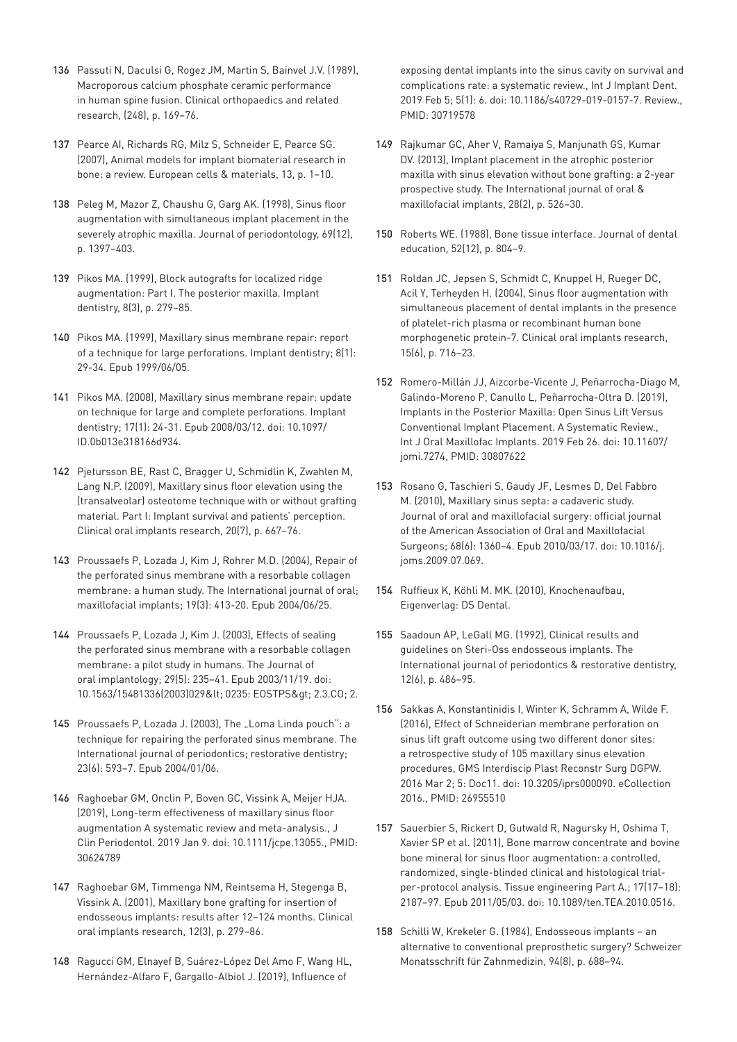136 Passuti N, Daculsi G, Rogez JM, Martin S, Bainvel J.V. (1989), Macroporous calcium phosphate ceramic performance in human spine fusion. Clinical orthopaedics and related research, (248), p. 169–76.

137 Pearce AI, Richards RG, Milz S, Schneider E, Pearce SG. (2007), Animal models for implant biomaterial research in bone: a review. European cells & materials, 13, p. 1–10.

138 Peleg M, Mazor Z, Chaushu G, Garg AK. (1998), Sinus floor augmentation with simultaneous implant placement in the severely atrophic maxilla. Journal of periodontology, 69(12), p. 1397–403.

139 Pikos MA. (1999), Block autografts for localized ridge augmentation: Part I. The posterior maxilla. Implant dentistry, 8(3), p. 279–85.

140 Pikos MA. (1999), Maxillary sinus membrane repair: report of a technique for large perforations. Implant dentistry; 8(1): 29-34. Epub 1999/06/05.

141 Pikos MA. (2008), Maxillary sinus membrane repair: update on technique for large and complete perforations. Implant dentistry; 17(1): 24-31. Epub 2008/03/12. doi: 10.1097/ID.0b013e318166d934.

142 Pjetursson BE, Rast C, Bragger U, Schmidlin K, Zwahlen M, Lang N.P. (2009), Maxillary sinus floor elevation using the (transalveolar) osteotome technique with or without grafting material. Part I: Implant survival and patients' perception. Clinical oral implants research, 20(7), p. 667–76.

143 Proussaefs P, Lozada J, Kim J, Rohrer M.D. (2004), Repair of the perforated sinus membrane with a resorbable collagen membrane: a human study. The International journal of oral; maxillofacial implants; 19(3): 413-20. Epub 2004/06/25.

144 Proussaefs P, Lozada J, Kim J. (2003), Effects of sealing the perforated sinus membrane with a resorbable collagen membrane: a pilot study in humans. The Journal of oral implantology; 29(5): 235–41. Epub 2003/11/19. doi: 10.1563/15481336(2003)029&lt; 0235: EOSTPS&gt; 2.3.CO; 2.

145 Proussaefs P, Lozada J. (2003), The „Loma Linda pouch": a technique for repairing the perforated sinus membrane. The International journal of periodontics; restorative dentistry; 23(6): 593–7. Epub 2004/01/06.

146 Raghoebar GM, Onclin P, Boven GC, Vissink A, Meijer HJA. (2019), Long-term effectiveness of maxillary sinus floor augmentation A systematic review and meta-analysis., J Clin Periodontol. 2019 Jan 9. doi: 10.1111/jcpe.13055., PMID: 30624789

147 Raghoebar GM, Timmenga NM, Reintsema H, Stegenga B, Vissink A. (2001), Maxillary bone grafting for insertion of endosseous implants: results after 12–124 months. Clinical oral implants research, 12(3), p. 279–86.

148 Ragucci GM, Elnayef B, Suárez-López Del Amo F, Wang HL, Hernández-Alfaro F, Gargallo-Albiol J. (2019), Influence of exposing dental implants into the sinus cavity on survival and complications rate: a systematic review., Int J Implant Dent. 2019 Feb 5; 5(1): 6. doi: 10.1186/s40729-019-0157-7. Review., PMID: 30719578

149 Rajkumar GC, Aher V, Ramaiya S, Manjunath GS, Kumar DV. (2013), Implant placement in the atrophic posterior maxilla with sinus elevation without bone grafting: a 2-year prospective study. The International journal of oral & maxillofacial implants, 28(2), p. 526–30.

150 Roberts WE. (1988), Bone tissue interface. Journal of dental education, 52(12), p. 804–9.

151 Roldan JC, Jepsen S, Schmidt C, Knuppel H, Rueger DC, Acil Y, Terheyden H. (2004), Sinus floor augmentation with simultaneous placement of dental implants in the presence of platelet-rich plasma or recombinant human bone morphogenetic protein-7. Clinical oral implants research, 15(6), p. 716–23.

152 Romero-Millán JJ, Aizcorbe-Vicente J, Peñarrocha-Diago M, Galindo-Moreno P, Canullo L, Peñarrocha-Oltra D. (2019), Implants in the Posterior Maxilla: Open Sinus Lift Versus Conventional Implant Placement. A Systematic Review., Int J Oral Maxillofac Implants. 2019 Feb 26. doi: 10.11607/jomi.7274, PMID: 30807622

153 Rosano G, Taschieri S, Gaudy JF, Lesmes D, Del Fabbro M. (2010), Maxillary sinus septa: a cadaveric study. Journal of oral and maxillofacial surgery: official journal of the American Association of Oral and Maxillofacial Surgeons; 68(6): 1360–4. Epub 2010/03/17. doi: 10.1016/j.joms.2009.07.069.

154 Ruffieux K, Köhli M. MK. (2010), Knochenaufbau, Eigenverlag: DS Dental.

155 Saadoun AP, LeGall MG. (1992), Clinical results and guidelines on Steri-Oss endosseous implants. The International journal of periodontics & restorative dentistry, 12(6), p. 486–95.

156 Sakkas A, Konstantinidis I, Winter K, Schramm A, Wilde F. (2016), Effect of Schneiderian membrane perforation on sinus lift graft outcome using two different donor sites: a retrospective study of 105 maxillary sinus elevation procedures, GMS Interdiscip Plast Reconstr Surg DGPW. 2016 Mar 2; 5: Doc11. doi: 10.3205/iprs000090. eCollection 2016., PMID: 26955510

157 Sauerbier S, Rickert D, Gutwald R, Nagursky H, Oshima T, Xavier SP et al. (2011), Bone marrow concentrate and bovine bone mineral for sinus floor augmentation: a controlled, randomized, single-blinded clinical and histological trial-per-protocol analysis. Tissue engineering Part A.; 17(17–18): 2187–97. Epub 2011/05/03. doi: 10.1089/ten.TEA.2010.0516.

158 Schilli W, Krekeler G. (1984), Endosseous implants – an alternative to conventional preprosthetic surgery? Schweizer Monatsschrift für Zahnmedizin, 94(8), p. 688–94.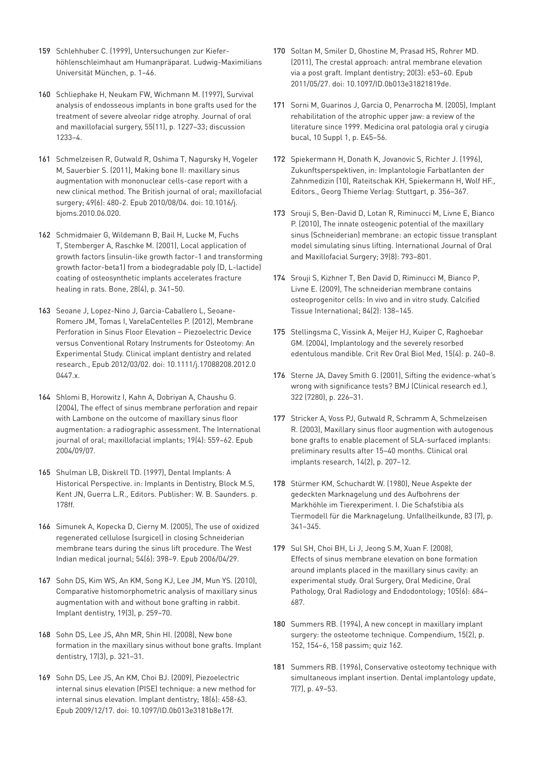159 Schlehhuber C. (1999), Untersuchungen zur Kieferhöhlenschleimhaut am Humanpräparat. Ludwig-Maximilians Universität München, p. 1–46.

160 Schliephake H, Neukam FW, Wichmann M. (1997), Survival analysis of endosseous implants in bone grafts used for the treatment of severe alveolar ridge atrophy. Journal of oral and maxillofacial surgery, 55(11), p. 1227–33; discussion 1233–4.

161 Schmelzeisen R, Gutwald R, Oshima T, Nagursky H, Vogeler M, Sauerbier S. (2011), Making bone II: maxillary sinus augmentation with mononuclear cells-case report with a new clinical method. The British journal of oral; maxillofacial surgery; 49(6): 480-2. Epub 2010/08/04. doi: 10.1016/j.bjoms.2010.06.020.

162 Schmidmaier G, Wildemann B, Bail H, Lucke M, Fuchs T, Stemberger A, Raschke M. (2001), Local application of growth factors (insulin-like growth factor-1 and transforming growth factor-beta1) from a biodegradable poly (D, L-lactide) coating of osteosynthetic implants accelerates fracture healing in rats. Bone, 28(4), p. 341–50.

163 Seoane J, Lopez-Nino J, Garcia-Caballero L, Seoane-Romero JM, Tomas I, VarelaCentelles P. (2012), Membrane Perforation in Sinus Floor Elevation – Piezoelectric Device versus Conventional Rotary Instruments for Osteotomy: An Experimental Study. Clinical implant dentistry and related research., Epub 2012/03/02. doi: 10.1111/j.17088208.2012.00447.x.

164 Shlomi B, Horowitz I, Kahn A, Dobriyan A, Chaushu G. (2004), The effect of sinus membrane perforation and repair with Lambone on the outcome of maxillary sinus floor augmentation: a radiographic assessment. The International journal of oral; maxillofacial implants; 19(4): 559–62. Epub 2004/09/07.

165 Shulman LB, Diskrell TD. (1997), Dental Implants: A Historical Perspective. in: Implants in Dentistry, Block M.S, Kent JN, Guerra L.R., Editors. Publisher: W. B. Saunders. p. 178ff.

166 Simunek A, Kopecka D, Cierny M. (2005), The use of oxidized regenerated cellulose (surgicel) in closing Schneiderian membrane tears during the sinus lift procedure. The West Indian medical journal; 54(6): 398–9. Epub 2006/04/29.

167 Sohn DS, Kim WS, An KM, Song KJ, Lee JM, Mun YS. (2010), Comparative histomorphometric analysis of maxillary sinus augmentation with and without bone grafting in rabbit. Implant dentistry, 19(3), p. 259–70.

168 Sohn DS, Lee JS, Ahn MR, Shin HI. (2008), New bone formation in the maxillary sinus without bone grafts. Implant dentistry, 17(3), p. 321–31.

169 Sohn DS, Lee JS, An KM, Choi BJ. (2009), Piezoelectric internal sinus elevation (PISE) technique: a new method for internal sinus elevation. Implant dentistry; 18(6): 458-63. Epub 2009/12/17. doi: 10.1097/ID.0b013e3181b8e17f.

170 Soltan M, Smiler D, Ghostine M, Prasad HS, Rohrer MD. (2011), The crestal approach: antral membrane elevation via a post graft. Implant dentistry; 20(3): e53–60. Epub 2011/05/27. doi: 10.1097/ID.0b013e31821819de.

171 Sorni M, Guarinos J, Garcia O, Penarrocha M. (2005), Implant rehabilitation of the atrophic upper jaw: a review of the literature since 1999. Medicina oral patologia oral y cirugia bucal, 10 Suppl 1, p. E45–56.

172 Spiekermann H, Donath K, Jovanovic S, Richter J. (1996), Zukunftsperspektiven, in: Implantologie Farbatlanten der Zahnmedizin (10), Rateitschak KH, Spiekermann H, Wolf HF., Editors., Georg Thieme Verlag: Stuttgart, p. 356–367.

173 Srouji S, Ben-David D, Lotan R, Riminucci M, Livne E, Bianco P. (2010), The innate osteogenic potential of the maxillary sinus (Schneiderian) membrane: an ectopic tissue transplant model simulating sinus lifting. International Journal of Oral and Maxillofacial Surgery; 39(8): 793–801.

174 Srouji S, Kizhner T, Ben David D, Riminucci M, Bianco P, Livne E. (2009), The schneiderian membrane contains osteoprogenitor cells: In vivo and in vitro study. Calcified Tissue International; 84(2): 138–145.

175 Stellingsma C, Vissink A, Meijer HJ, Kuiper C, Raghoebar GM. (2004), Implantology and the severely resorbed edentulous mandible. Crit Rev Oral Biol Med, 15(4): p. 240–8.

176 Sterne JA, Davey Smith G. (2001), Sifting the evidence-what's wrong with significance tests? BMJ (Clinical research ed.), 322 (7280), p. 226–31.

177 Stricker A, Voss PJ, Gutwald R, Schramm A, Schmelzeisen R. (2003), Maxillary sinus floor augmention with autogenous bone grafts to enable placement of SLA-surfaced implants: preliminary results after 15–40 months. Clinical oral implants research, 14(2), p. 207–12.

178 Stürmer KM, Schuchardt W. (1980), Neue Aspekte der gedeckten Marknagelung und des Aufbohrens der Markhöhle im Tierexperiment. I. Die Schafstibia als Tiermodell für die Marknagelung. Unfallheilkunde, 83 (7), p. 341–345.

179 Sul SH, Choi BH, Li J, Jeong S.M, Xuan F. (2008), Effects of sinus membrane elevation on bone formation around implants placed in the maxillary sinus cavity: an experimental study. Oral Surgery, Oral Medicine, Oral Pathology, Oral Radiology and Endodontology; 105(6): 684–687.

180 Summers RB. (1994), A new concept in maxillary implant surgery: the osteotome technique. Compendium, 15(2), p. 152, 154–6, 158 passim; quiz 162.

181 Summers RB. (1996), Conservative osteotomy technique with simultaneous implant insertion. Dental implantology update, 7(7), p. 49–53.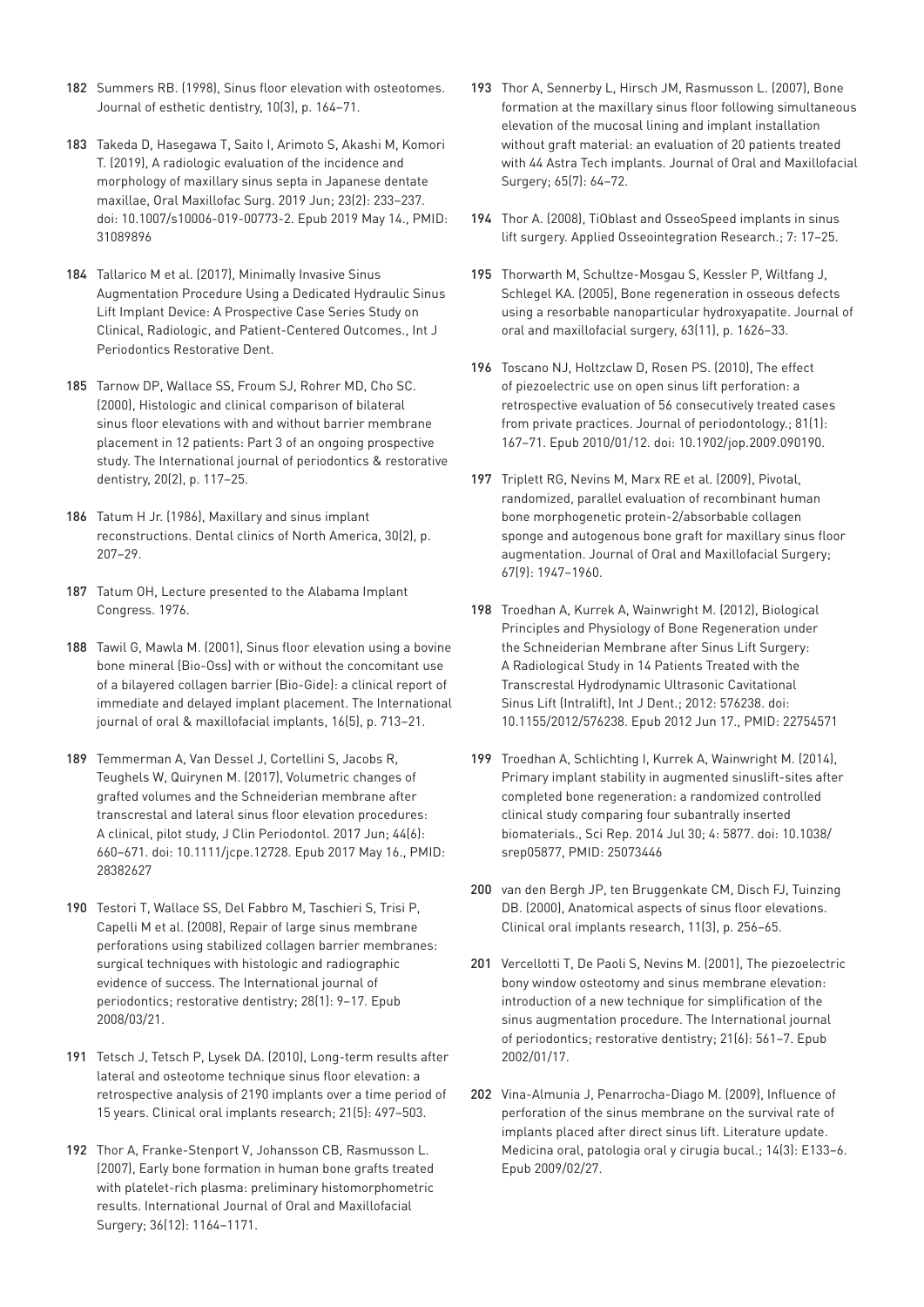182 Summers RB. (1998), Sinus floor elevation with osteotomes. Journal of esthetic dentistry, 10(3), p. 164–71.

183 Takeda D, Hasegawa T, Saito I, Arimoto S, Akashi M, Komori T. (2019), A radiologic evaluation of the incidence and morphology of maxillary sinus septa in Japanese dentate maxillae, Oral Maxillofac Surg. 2019 Jun; 23(2): 233–237. doi: 10.1007/s10006-019-00773-2. Epub 2019 May 14., PMID: 31089896

184 Tallarico M et al. (2017), Minimally Invasive Sinus Augmentation Procedure Using a Dedicated Hydraulic Sinus Lift Implant Device: A Prospective Case Series Study on Clinical, Radiologic, and Patient-Centered Outcomes., Int J Periodontics Restorative Dent.

185 Tarnow DP, Wallace SS, Froum SJ, Rohrer MD, Cho SC. (2000), Histologic and clinical comparison of bilateral sinus floor elevations with and without barrier membrane placement in 12 patients: Part 3 of an ongoing prospective study. The International journal of periodontics & restorative dentistry, 20(2), p. 117–25.

186 Tatum H Jr. (1986), Maxillary and sinus implant reconstructions. Dental clinics of North America, 30(2), p. 207–29.

187 Tatum OH, Lecture presented to the Alabama Implant Congress. 1976.

188 Tawil G, Mawla M. (2001), Sinus floor elevation using a bovine bone mineral (Bio-Oss) with or without the concomitant use of a bilayered collagen barrier (Bio-Gide): a clinical report of immediate and delayed implant placement. The International journal of oral & maxillofacial implants, 16(5), p. 713–21.

189 Temmerman A, Van Dessel J, Cortellini S, Jacobs R, Teughels W, Quirynen M. (2017), Volumetric changes of grafted volumes and the Schneiderian membrane after transcrestal and lateral sinus floor elevation procedures: A clinical, pilot study, J Clin Periodontol. 2017 Jun; 44(6): 660–671. doi: 10.1111/jcpe.12728. Epub 2017 May 16., PMID: 28382627

190 Testori T, Wallace SS, Del Fabbro M, Taschieri S, Trisi P, Capelli M et al. (2008), Repair of large sinus membrane perforations using stabilized collagen barrier membranes: surgical techniques with histologic and radiographic evidence of success. The International journal of periodontics; restorative dentistry; 28(1): 9–17. Epub 2008/03/21.

191 Tetsch J, Tetsch P, Lysek DA. (2010), Long-term results after lateral and osteotome technique sinus floor elevation: a retrospective analysis of 2190 implants over a time period of 15 years. Clinical oral implants research; 21(5): 497–503.

192 Thor A, Franke-Stenport V, Johansson CB, Rasmusson L. (2007), Early bone formation in human bone grafts treated with platelet-rich plasma: preliminary histomorphometric results. International Journal of Oral and Maxillofacial Surgery; 36(12): 1164–1171.

193 Thor A, Sennerby L, Hirsch JM, Rasmusson L. (2007), Bone formation at the maxillary sinus floor following simultaneous elevation of the mucosal lining and implant installation without graft material: an evaluation of 20 patients treated with 44 Astra Tech implants. Journal of Oral and Maxillofacial Surgery; 65(7): 64–72.

194 Thor A. (2008), TiOblast and OsseoSpeed implants in sinus lift surgery. Applied Osseointegration Research.; 7: 17–25.

195 Thorwarth M, Schultze-Mosgau S, Kessler P, Wiltfang J, Schlegel KA. (2005), Bone regeneration in osseous defects using a resorbable nanoparticular hydroxyapatite. Journal of oral and maxillofacial surgery, 63(11), p. 1626–33.

196 Toscano NJ, Holtzclaw D, Rosen PS. (2010), The effect of piezoelectric use on open sinus lift perforation: a retrospective evaluation of 56 consecutively treated cases from private practices. Journal of periodontology.; 81(1): 167–71. Epub 2010/01/12. doi: 10.1902/jop.2009.090190.

197 Triplett RG, Nevins M, Marx RE et al. (2009), Pivotal, randomized, parallel evaluation of recombinant human bone morphogenetic protein-2/absorbable collagen sponge and autogenous bone graft for maxillary sinus floor augmentation. Journal of Oral and Maxillofacial Surgery; 67(9): 1947–1960.

198 Troedhan A, Kurrek A, Wainwright M. (2012), Biological Principles and Physiology of Bone Regeneration under the Schneiderian Membrane after Sinus Lift Surgery: A Radiological Study in 14 Patients Treated with the Transcrestal Hydrodynamic Ultrasonic Cavitational Sinus Lift (Intralift), Int J Dent.; 2012: 576238. doi: 10.1155/2012/576238. Epub 2012 Jun 17., PMID: 22754571

199 Troedhan A, Schlichting I, Kurrek A, Wainwright M. (2014), Primary implant stability in augmented sinuslift-sites after completed bone regeneration: a randomized controlled clinical study comparing four subantrally inserted biomaterials., Sci Rep. 2014 Jul 30; 4: 5877. doi: 10.1038/srep05877, PMID: 25073446

200 van den Bergh JP, ten Bruggenkate CM, Disch FJ, Tuinzing DB. (2000), Anatomical aspects of sinus floor elevations. Clinical oral implants research, 11(3), p. 256–65.

201 Vercellotti T, De Paoli S, Nevins M. (2001), The piezoelectric bony window osteotomy and sinus membrane elevation: introduction of a new technique for simplification of the sinus augmentation procedure. The International journal of periodontics; restorative dentistry; 21(6): 561–7. Epub 2002/01/17.

202 Vina-Almunia J, Penarrocha-Diago M. (2009), Influence of perforation of the sinus membrane on the survival rate of implants placed after direct sinus lift. Literature update. Medicina oral, patologia oral y cirugia bucal.; 14(3): E133–6. Epub 2009/02/27.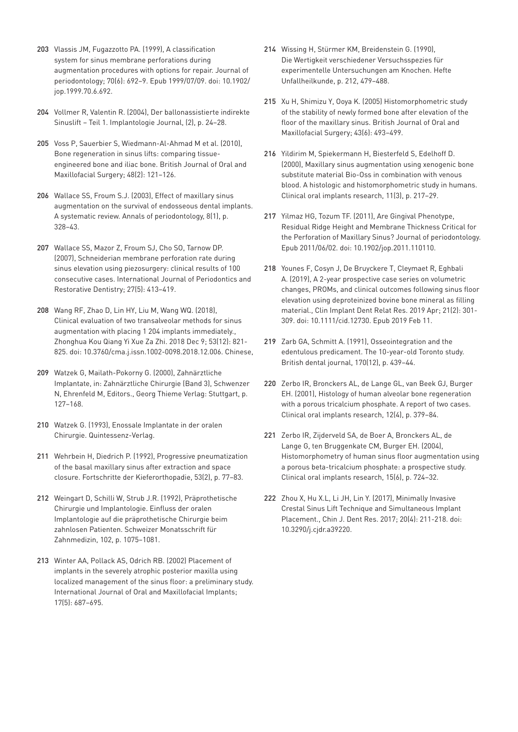203 Vlassis JM, Fugazzotto PA. (1999), A classification system for sinus membrane perforations during augmentation procedures with options for repair. Journal of periodontology; 70(6): 692–9. Epub 1999/07/09. doi: 10.1902/jop.1999.70.6.692.

204 Vollmer R, Valentin R. (2004), Der ballonassistierte indirekte Sinuslift – Teil 1. Implantologie Journal, (2), p. 24–28.

205 Voss P, Sauerbier S, Wiedmann-Al-Ahmad M et al. (2010), Bone regeneration in sinus lifts: comparing tissue-engineered bone and iliac bone. British Journal of Oral and Maxillofacial Surgery; 48(2): 121–126.

206 Wallace SS, Froum S.J. (2003), Effect of maxillary sinus augmentation on the survival of endosseous dental implants. A systematic review. Annals of periodontology, 8(1), p. 328–43.

207 Wallace SS, Mazor Z, Froum SJ, Cho SO, Tarnow DP. (2007), Schneiderian membrane perforation rate during sinus elevation using piezosurgery: clinical results of 100 consecutive cases. International Journal of Periodontics and Restorative Dentistry; 27(5): 413–419.

208 Wang RF, Zhao D, Lin HY, Liu M, Wang WQ. (2018), Clinical evaluation of two transalveolar methods for sinus augmentation with placing 1 204 implants immediately., Zhonghua Kou Qiang Yi Xue Za Zhi. 2018 Dec 9; 53(12): 821-825. doi: 10.3760/cma.j.issn.1002-0098.2018.12.006. Chinese,

209 Watzek G, Mailath-Pokorny G. (2000), Zahnärztliche Implantate, in: Zahnärztliche Chirurgie (Band 3), Schwenzer N, Ehrenfeld M, Editors., Georg Thieme Verlag: Stuttgart, p. 127–168.

210 Watzek G. (1993), Enossale Implantate in der oralen Chirurgie. Quintessenz-Verlag.

211 Wehrbein H, Diedrich P. (1992), Progressive pneumatization of the basal maxillary sinus after extraction and space closure. Fortschritte der Kieferorthopadie, 53(2), p. 77–83.

212 Weingart D, Schilli W, Strub J.R. (1992), Präprothetische Chirurgie und Implantologie. Einfluss der oralen Implantologie auf die präprothetische Chirurgie beim zahnlosen Patienten. Schweizer Monatsschrift für Zahnmedizin, 102, p. 1075–1081.

213 Winter AA, Pollack AS, Odrich RB. (2002) Placement of implants in the severely atrophic posterior maxilla using localized management of the sinus floor: a preliminary study. International Journal of Oral and Maxillofacial Implants; 17(5): 687–695.

214 Wissing H, Stürmer KM, Breidenstein G. (1990), Die Wertigkeit verschiedener Versuchsspezies für experimentelle Untersuchungen am Knochen. Hefte Unfallheilkunde, p. 212, 479–488.

215 Xu H, Shimizu Y, Ooya K. (2005) Histomorphometric study of the stability of newly formed bone after elevation of the floor of the maxillary sinus. British Journal of Oral and Maxillofacial Surgery; 43(6): 493–499.

216 Yildirim M, Spiekermann H, Biesterfeld S, Edelhoff D. (2000), Maxillary sinus augmentation using xenogenic bone substitute material Bio-Oss in combination with venous blood. A histologic and histomorphometric study in humans. Clinical oral implants research, 11(3), p. 217–29.

217 Yilmaz HG, Tozum TF. (2011), Are Gingival Phenotype, Residual Ridge Height and Membrane Thickness Critical for the Perforation of Maxillary Sinus? Journal of periodontology. Epub 2011/06/02. doi: 10.1902/jop.2011.110110.

218 Younes F, Cosyn J, De Bruyckere T, Cleymaet R, Eghbali A. (2019), A 2-year prospective case series on volumetric changes, PROMs, and clinical outcomes following sinus floor elevation using deproteinized bovine bone mineral as filling material., Clin Implant Dent Relat Res. 2019 Apr; 21(2): 301-309. doi: 10.1111/cid.12730. Epub 2019 Feb 11.

219 Zarb GA, Schmitt A. (1991), Osseointegration and the edentulous predicament. The 10-year-old Toronto study. British dental journal, 170(12), p. 439–44.

220 Zerbo IR, Bronckers AL, de Lange GL, van Beek GJ, Burger EH. (2001), Histology of human alveolar bone regeneration with a porous tricalcium phosphate. A report of two cases. Clinical oral implants research, 12(4), p. 379–84.

221 Zerbo IR, Zijderveld SA, de Boer A, Bronckers AL, de Lange G, ten Bruggenkate CM, Burger EH. (2004), Histomorphometry of human sinus floor augmentation using a porous beta-tricalcium phosphate: a prospective study. Clinical oral implants research, 15(6), p. 724–32.

222 Zhou X, Hu X.L, Li JH, Lin Y. (2017), Minimally Invasive Crestal Sinus Lift Technique and Simultaneous Implant Placement., Chin J. Dent Res. 2017; 20(4): 211-218. doi: 10.3290/j.cjdr.a39220.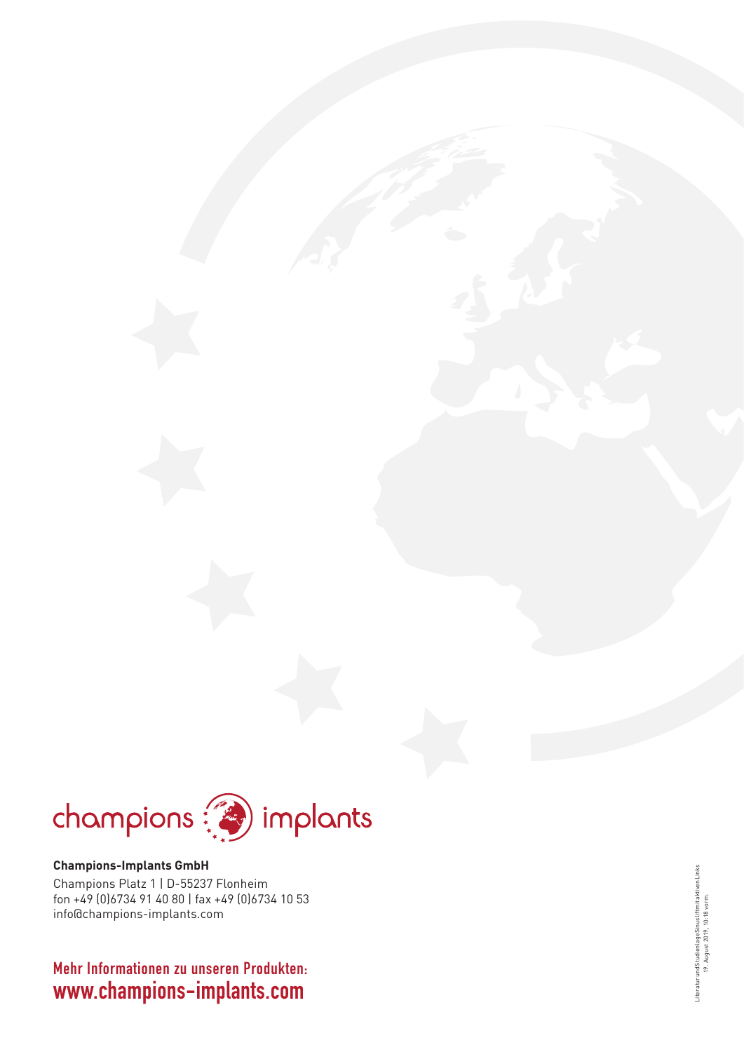champions implants

**Champions-Implants GmbH**

Champions Platz 1 | D-55237 Flonheim
fon +49 (0)6734 91 40 80 | fax +49 (0)6734 10 53
info@champions-implants.com

**Mehr Informationen zu unseren Produkten:**
**www.champions-implants.com**